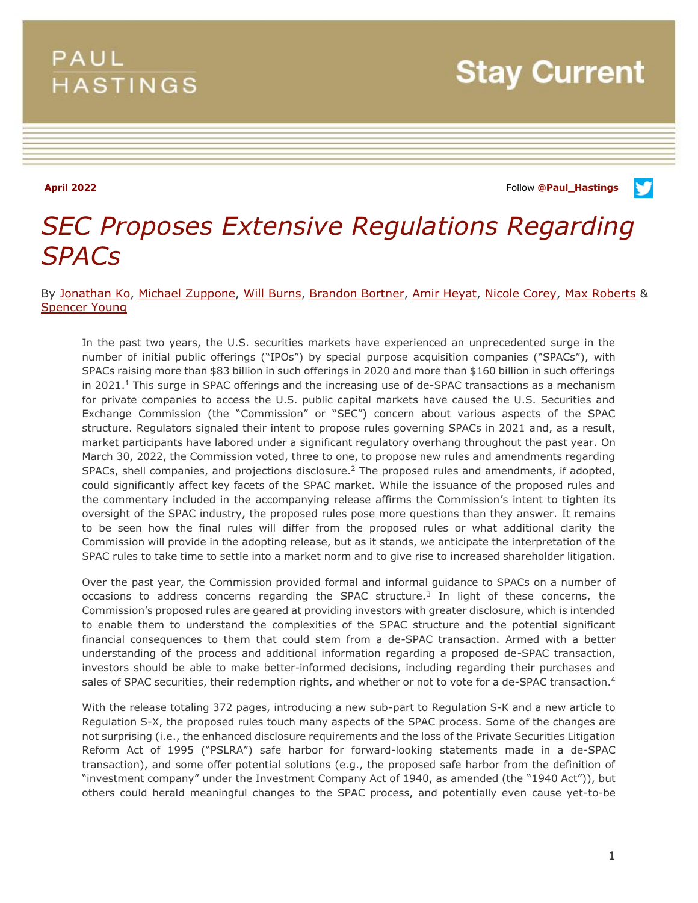PAUL HASTINGS

# Stay Current

**April 2022**

Follow **@Paul_Hastings**

# *SEC Proposes Extensive Regulations Regarding SPACs*

By Jonathan Ko, Michael Zuppone, Will Burns, Brandon Bortner, Amir Heyat, Nicole Corey, Max Roberts & Spencer Young

In the past two years, the U.S. securities markets have experienced an unprecedented surge in the number of initial public offerings ("IPOs") by special purpose acquisition companies ("SPACs"), with SPACs raising more than $83 billion in such offerings in 2020 and more than $160 billion in such offerings in 2021.[1] This surge in SPAC offerings and the increasing use of de-SPAC transactions as a mechanism for private companies to access the U.S. public capital markets have caused the U.S. Securities and Exchange Commission (the "Commission" or "SEC") concern about various aspects of the SPAC structure. Regulators signaled their intent to propose rules governing SPACs in 2021 and, as a result, market participants have labored under a significant regulatory overhang throughout the past year. On March 30, 2022, the Commission voted, three to one, to propose new rules and amendments regarding SPACs, shell companies, and projections disclosure.[2] The proposed rules and amendments, if adopted, could significantly affect key facets of the SPAC market. While the issuance of the proposed rules and the commentary included in the accompanying release affirms the Commission's intent to tighten its oversight of the SPAC industry, the proposed rules pose more questions than they answer. It remains to be seen how the final rules will differ from the proposed rules or what additional clarity the Commission will provide in the adopting release, but as it stands, we anticipate the interpretation of the SPAC rules to take time to settle into a market norm and to give rise to increased shareholder litigation.

Over the past year, the Commission provided formal and informal guidance to SPACs on a number of occasions to address concerns regarding the SPAC structure.[3] In light of these concerns, the Commission's proposed rules are geared at providing investors with greater disclosure, which is intended to enable them to understand the complexities of the SPAC structure and the potential significant financial consequences to them that could stem from a de-SPAC transaction. Armed with a better understanding of the process and additional information regarding a proposed de-SPAC transaction, investors should be able to make better-informed decisions, including regarding their purchases and sales of SPAC securities, their redemption rights, and whether or not to vote for a de-SPAC transaction.[4]

With the release totaling 372 pages, introducing a new sub-part to Regulation S-K and a new article to Regulation S-X, the proposed rules touch many aspects of the SPAC process. Some of the changes are not surprising (i.e., the enhanced disclosure requirements and the loss of the Private Securities Litigation Reform Act of 1995 ("PSLRA") safe harbor for forward-looking statements made in a de-SPAC transaction), and some offer potential solutions (e.g., the proposed safe harbor from the definition of "investment company" under the Investment Company Act of 1940, as amended (the "1940 Act")), but others could herald meaningful changes to the SPAC process, and potentially even cause yet-to-be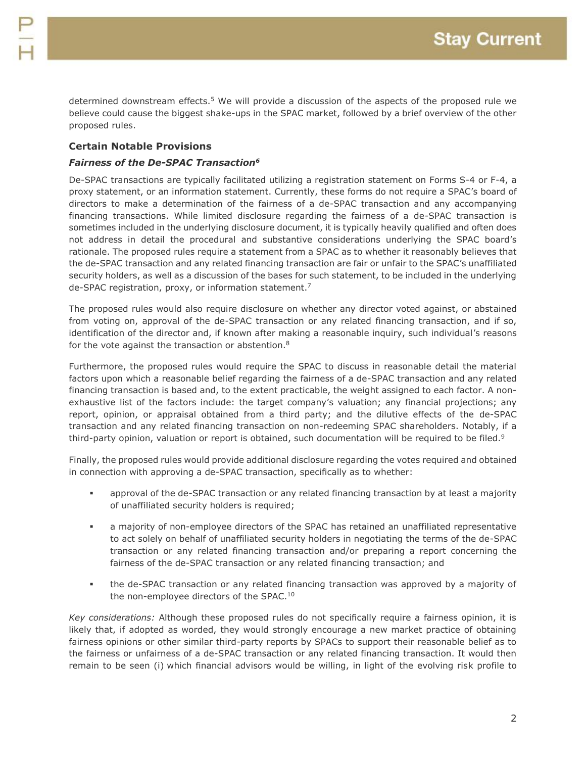determined downstream effects.[5] We will provide a discussion of the aspects of the proposed rule we believe could cause the biggest shake-ups in the SPAC market, followed by a brief overview of the other proposed rules.

### Certain Notable Provisions

#### *Fairness of the De-SPAC Transaction*[6]

De-SPAC transactions are typically facilitated utilizing a registration statement on Forms S-4 or F-4, a proxy statement, or an information statement. Currently, these forms do not require a SPAC's board of directors to make a determination of the fairness of a de-SPAC transaction and any accompanying financing transactions. While limited disclosure regarding the fairness of a de-SPAC transaction is sometimes included in the underlying disclosure document, it is typically heavily qualified and often does not address in detail the procedural and substantive considerations underlying the SPAC board's rationale. The proposed rules require a statement from a SPAC as to whether it reasonably believes that the de-SPAC transaction and any related financing transaction are fair or unfair to the SPAC's unaffiliated security holders, as well as a discussion of the bases for such statement, to be included in the underlying de-SPAC registration, proxy, or information statement.[7]

The proposed rules would also require disclosure on whether any director voted against, or abstained from voting on, approval of the de-SPAC transaction or any related financing transaction, and if so, identification of the director and, if known after making a reasonable inquiry, such individual's reasons for the vote against the transaction or abstention.[8]

Furthermore, the proposed rules would require the SPAC to discuss in reasonable detail the material factors upon which a reasonable belief regarding the fairness of a de-SPAC transaction and any related financing transaction is based and, to the extent practicable, the weight assigned to each factor. A non-exhaustive list of the factors include: the target company's valuation; any financial projections; any report, opinion, or appraisal obtained from a third party; and the dilutive effects of the de-SPAC transaction and any related financing transaction on non-redeeming SPAC shareholders. Notably, if a third-party opinion, valuation or report is obtained, such documentation will be required to be filed.[9]

Finally, the proposed rules would provide additional disclosure regarding the votes required and obtained in connection with approving a de-SPAC transaction, specifically as to whether:

- approval of the de-SPAC transaction or any related financing transaction by at least a majority of unaffiliated security holders is required;
- a majority of non-employee directors of the SPAC has retained an unaffiliated representative to act solely on behalf of unaffiliated security holders in negotiating the terms of the de-SPAC transaction or any related financing transaction and/or preparing a report concerning the fairness of the de-SPAC transaction or any related financing transaction; and
- the de-SPAC transaction or any related financing transaction was approved by a majority of the non-employee directors of the SPAC.[10]

*Key considerations:* Although these proposed rules do not specifically require a fairness opinion, it is likely that, if adopted as worded, they would strongly encourage a new market practice of obtaining fairness opinions or other similar third-party reports by SPACs to support their reasonable belief as to the fairness or unfairness of a de-SPAC transaction or any related financing transaction. It would then remain to be seen (i) which financial advisors would be willing, in light of the evolving risk profile to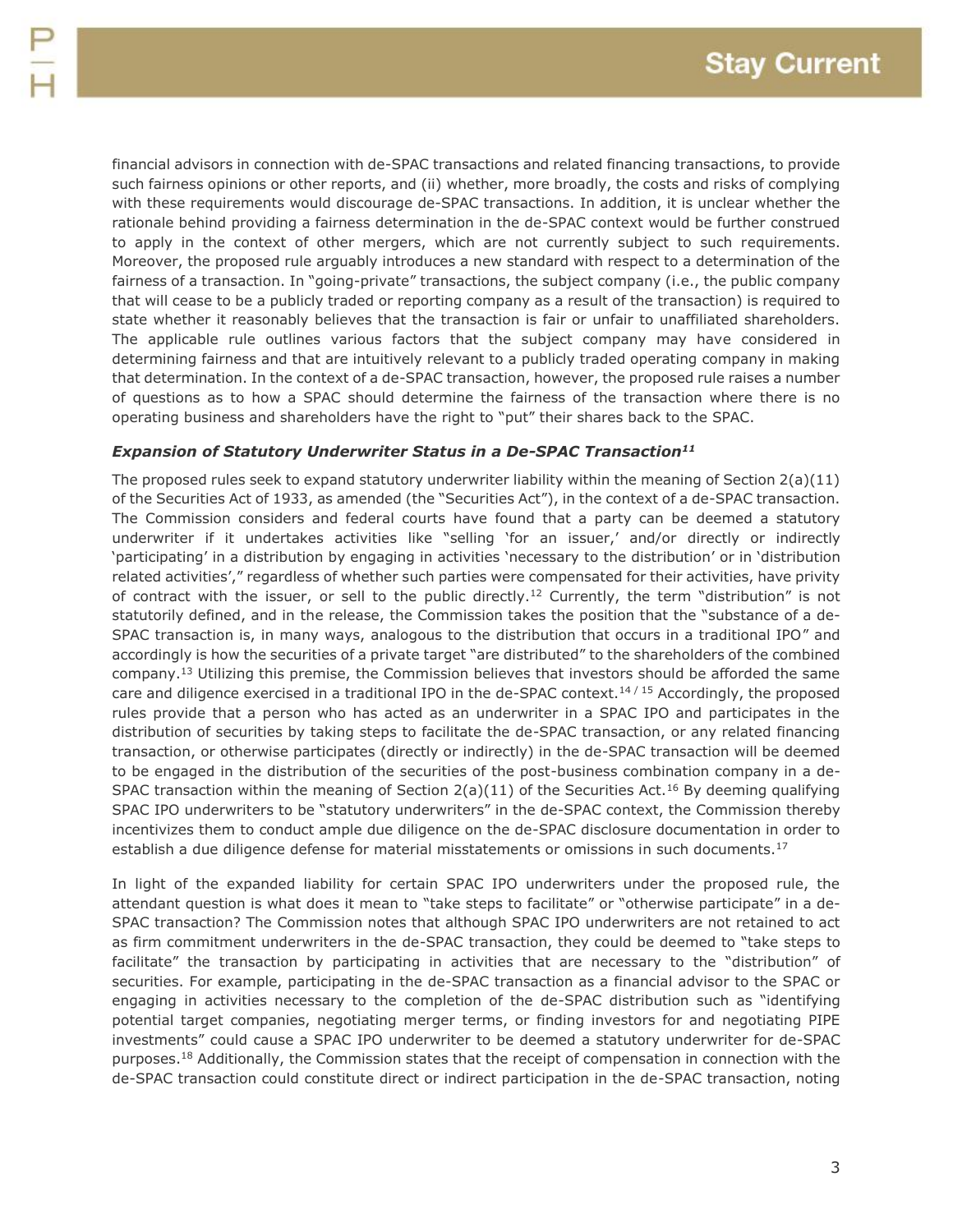financial advisors in connection with de-SPAC transactions and related financing transactions, to provide such fairness opinions or other reports, and (ii) whether, more broadly, the costs and risks of complying with these requirements would discourage de-SPAC transactions. In addition, it is unclear whether the rationale behind providing a fairness determination in the de-SPAC context would be further construed to apply in the context of other mergers, which are not currently subject to such requirements. Moreover, the proposed rule arguably introduces a new standard with respect to a determination of the fairness of a transaction. In "going-private" transactions, the subject company (i.e., the public company that will cease to be a publicly traded or reporting company as a result of the transaction) is required to state whether it reasonably believes that the transaction is fair or unfair to unaffiliated shareholders. The applicable rule outlines various factors that the subject company may have considered in determining fairness and that are intuitively relevant to a publicly traded operating company in making that determination. In the context of a de-SPAC transaction, however, the proposed rule raises a number of questions as to how a SPAC should determine the fairness of the transaction where there is no operating business and shareholders have the right to "put" their shares back to the SPAC.

***Expansion of Statutory Underwriter Status in a De-SPAC Transaction[11]***

The proposed rules seek to expand statutory underwriter liability within the meaning of Section 2(a)(11) of the Securities Act of 1933, as amended (the "Securities Act"), in the context of a de-SPAC transaction. The Commission considers and federal courts have found that a party can be deemed a statutory underwriter if it undertakes activities like "selling 'for an issuer,' and/or directly or indirectly 'participating' in a distribution by engaging in activities 'necessary to the distribution' or in 'distribution related activities'," regardless of whether such parties were compensated for their activities, have privity of contract with the issuer, or sell to the public directly.[12] Currently, the term "distribution" is not statutorily defined, and in the release, the Commission takes the position that the "substance of a de-SPAC transaction is, in many ways, analogous to the distribution that occurs in a traditional IPO" and accordingly is how the securities of a private target "are distributed" to the shareholders of the combined company.[13] Utilizing this premise, the Commission believes that investors should be afforded the same care and diligence exercised in a traditional IPO in the de-SPAC context.[14 / 15] Accordingly, the proposed rules provide that a person who has acted as an underwriter in a SPAC IPO and participates in the distribution of securities by taking steps to facilitate the de-SPAC transaction, or any related financing transaction, or otherwise participates (directly or indirectly) in the de-SPAC transaction will be deemed to be engaged in the distribution of the securities of the post-business combination company in a de-SPAC transaction within the meaning of Section 2(a)(11) of the Securities Act.[16] By deeming qualifying SPAC IPO underwriters to be "statutory underwriters" in the de-SPAC context, the Commission thereby incentivizes them to conduct ample due diligence on the de-SPAC disclosure documentation in order to establish a due diligence defense for material misstatements or omissions in such documents.[17]

In light of the expanded liability for certain SPAC IPO underwriters under the proposed rule, the attendant question is what does it mean to "take steps to facilitate" or "otherwise participate" in a de-SPAC transaction? The Commission notes that although SPAC IPO underwriters are not retained to act as firm commitment underwriters in the de-SPAC transaction, they could be deemed to "take steps to facilitate" the transaction by participating in activities that are necessary to the "distribution" of securities. For example, participating in the de-SPAC transaction as a financial advisor to the SPAC or engaging in activities necessary to the completion of the de-SPAC distribution such as "identifying potential target companies, negotiating merger terms, or finding investors for and negotiating PIPE investments" could cause a SPAC IPO underwriter to be deemed a statutory underwriter for de-SPAC purposes.[18] Additionally, the Commission states that the receipt of compensation in connection with the de-SPAC transaction could constitute direct or indirect participation in the de-SPAC transaction, noting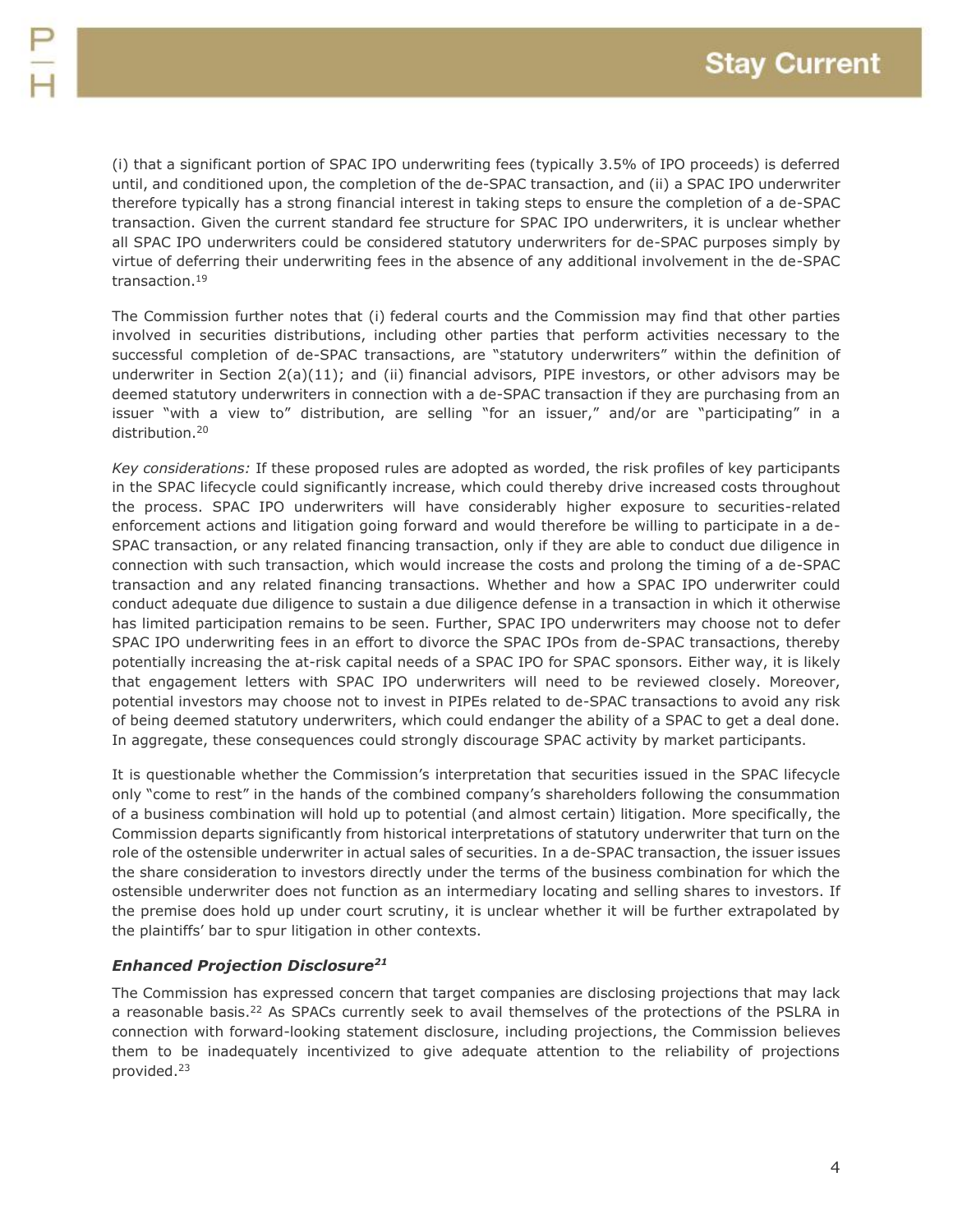(i) that a significant portion of SPAC IPO underwriting fees (typically 3.5% of IPO proceeds) is deferred until, and conditioned upon, the completion of the de-SPAC transaction, and (ii) a SPAC IPO underwriter therefore typically has a strong financial interest in taking steps to ensure the completion of a de-SPAC transaction. Given the current standard fee structure for SPAC IPO underwriters, it is unclear whether all SPAC IPO underwriters could be considered statutory underwriters for de-SPAC purposes simply by virtue of deferring their underwriting fees in the absence of any additional involvement in the de-SPAC transaction.[19]

The Commission further notes that (i) federal courts and the Commission may find that other parties involved in securities distributions, including other parties that perform activities necessary to the successful completion of de-SPAC transactions, are "statutory underwriters" within the definition of underwriter in Section 2(a)(11); and (ii) financial advisors, PIPE investors, or other advisors may be deemed statutory underwriters in connection with a de-SPAC transaction if they are purchasing from an issuer "with a view to" distribution, are selling "for an issuer," and/or are "participating" in a distribution.[20]

*Key considerations:* If these proposed rules are adopted as worded, the risk profiles of key participants in the SPAC lifecycle could significantly increase, which could thereby drive increased costs throughout the process. SPAC IPO underwriters will have considerably higher exposure to securities-related enforcement actions and litigation going forward and would therefore be willing to participate in a de-SPAC transaction, or any related financing transaction, only if they are able to conduct due diligence in connection with such transaction, which would increase the costs and prolong the timing of a de-SPAC transaction and any related financing transactions. Whether and how a SPAC IPO underwriter could conduct adequate due diligence to sustain a due diligence defense in a transaction in which it otherwise has limited participation remains to be seen. Further, SPAC IPO underwriters may choose not to defer SPAC IPO underwriting fees in an effort to divorce the SPAC IPOs from de-SPAC transactions, thereby potentially increasing the at-risk capital needs of a SPAC IPO for SPAC sponsors. Either way, it is likely that engagement letters with SPAC IPO underwriters will need to be reviewed closely. Moreover, potential investors may choose not to invest in PIPEs related to de-SPAC transactions to avoid any risk of being deemed statutory underwriters, which could endanger the ability of a SPAC to get a deal done. In aggregate, these consequences could strongly discourage SPAC activity by market participants.

It is questionable whether the Commission's interpretation that securities issued in the SPAC lifecycle only "come to rest" in the hands of the combined company's shareholders following the consummation of a business combination will hold up to potential (and almost certain) litigation. More specifically, the Commission departs significantly from historical interpretations of statutory underwriter that turn on the role of the ostensible underwriter in actual sales of securities. In a de-SPAC transaction, the issuer issues the share consideration to investors directly under the terms of the business combination for which the ostensible underwriter does not function as an intermediary locating and selling shares to investors. If the premise does hold up under court scrutiny, it is unclear whether it will be further extrapolated by the plaintiffs' bar to spur litigation in other contexts.

### *Enhanced Projection Disclosure*[21]

The Commission has expressed concern that target companies are disclosing projections that may lack a reasonable basis.[22] As SPACs currently seek to avail themselves of the protections of the PSLRA in connection with forward-looking statement disclosure, including projections, the Commission believes them to be inadequately incentivized to give adequate attention to the reliability of projections provided.[23]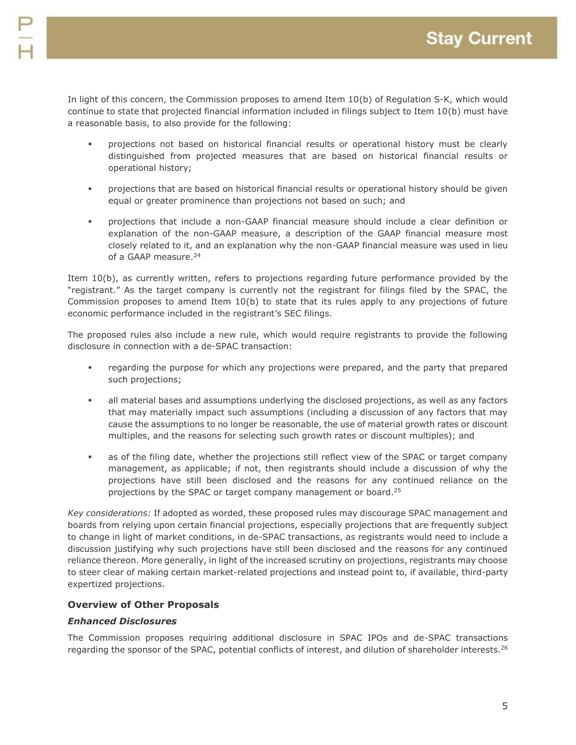In light of this concern, the Commission proposes to amend Item 10(b) of Regulation S-K, which would continue to state that projected financial information included in filings subject to Item 10(b) must have a reasonable basis, to also provide for the following:

- projections not based on historical financial results or operational history must be clearly distinguished from projected measures that are based on historical financial results or operational history;
- projections that are based on historical financial results or operational history should be given equal or greater prominence than projections not based on such; and
- projections that include a non-GAAP financial measure should include a clear definition or explanation of the non-GAAP measure, a description of the GAAP financial measure most closely related to it, and an explanation why the non-GAAP financial measure was used in lieu of a GAAP measure.[24]

Item 10(b), as currently written, refers to projections regarding future performance provided by the "registrant." As the target company is currently not the registrant for filings filed by the SPAC, the Commission proposes to amend Item 10(b) to state that its rules apply to any projections of future economic performance included in the registrant's SEC filings.

The proposed rules also include a new rule, which would require registrants to provide the following disclosure in connection with a de-SPAC transaction:

- regarding the purpose for which any projections were prepared, and the party that prepared such projections;
- all material bases and assumptions underlying the disclosed projections, as well as any factors that may materially impact such assumptions (including a discussion of any factors that may cause the assumptions to no longer be reasonable, the use of material growth rates or discount multiples, and the reasons for selecting such growth rates or discount multiples); and
- as of the filing date, whether the projections still reflect view of the SPAC or target company management, as applicable; if not, then registrants should include a discussion of why the projections have still been disclosed and the reasons for any continued reliance on the projections by the SPAC or target company management or board.[25]

*Key considerations:* If adopted as worded, these proposed rules may discourage SPAC management and boards from relying upon certain financial projections, especially projections that are frequently subject to change in light of market conditions, in de-SPAC transactions, as registrants would need to include a discussion justifying why such projections have still been disclosed and the reasons for any continued reliance thereon. More generally, in light of the increased scrutiny on projections, registrants may choose to steer clear of making certain market-related projections and instead point to, if available, third-party expertized projections.

### Overview of Other Proposals

#### *Enhanced Disclosures*

The Commission proposes requiring additional disclosure in SPAC IPOs and de-SPAC transactions regarding the sponsor of the SPAC, potential conflicts of interest, and dilution of shareholder interests.[26]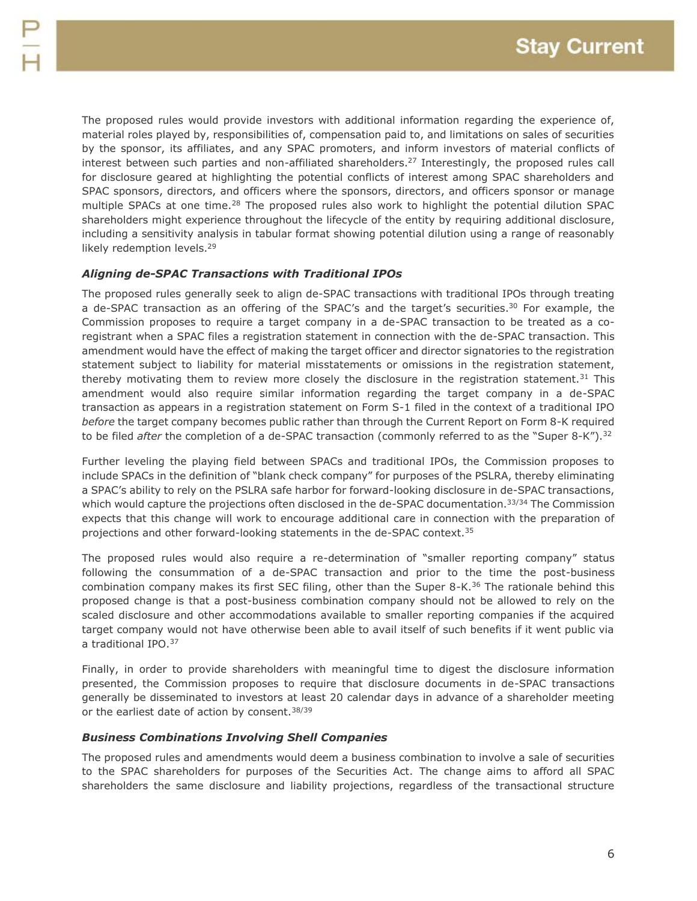The proposed rules would provide investors with additional information regarding the experience of, material roles played by, responsibilities of, compensation paid to, and limitations on sales of securities by the sponsor, its affiliates, and any SPAC promoters, and inform investors of material conflicts of interest between such parties and non-affiliated shareholders.[27] Interestingly, the proposed rules call for disclosure geared at highlighting the potential conflicts of interest among SPAC shareholders and SPAC sponsors, directors, and officers where the sponsors, directors, and officers sponsor or manage multiple SPACs at one time.[28] The proposed rules also work to highlight the potential dilution SPAC shareholders might experience throughout the lifecycle of the entity by requiring additional disclosure, including a sensitivity analysis in tabular format showing potential dilution using a range of reasonably likely redemption levels.[29]

### *Aligning de-SPAC Transactions with Traditional IPOs*

The proposed rules generally seek to align de-SPAC transactions with traditional IPOs through treating a de-SPAC transaction as an offering of the SPAC's and the target's securities.[30] For example, the Commission proposes to require a target company in a de-SPAC transaction to be treated as a co-registrant when a SPAC files a registration statement in connection with the de-SPAC transaction. This amendment would have the effect of making the target officer and director signatories to the registration statement subject to liability for material misstatements or omissions in the registration statement, thereby motivating them to review more closely the disclosure in the registration statement.[31] This amendment would also require similar information regarding the target company in a de-SPAC transaction as appears in a registration statement on Form S-1 filed in the context of a traditional IPO *before* the target company becomes public rather than through the Current Report on Form 8-K required to be filed *after* the completion of a de-SPAC transaction (commonly referred to as the "Super 8-K").[32]

Further leveling the playing field between SPACs and traditional IPOs, the Commission proposes to include SPACs in the definition of "blank check company" for purposes of the PSLRA, thereby eliminating a SPAC's ability to rely on the PSLRA safe harbor for forward-looking disclosure in de-SPAC transactions, which would capture the projections often disclosed in the de-SPAC documentation.[33/34] The Commission expects that this change will work to encourage additional care in connection with the preparation of projections and other forward-looking statements in the de-SPAC context.[35]

The proposed rules would also require a re-determination of "smaller reporting company" status following the consummation of a de-SPAC transaction and prior to the time the post-business combination company makes its first SEC filing, other than the Super 8-K.[36] The rationale behind this proposed change is that a post-business combination company should not be allowed to rely on the scaled disclosure and other accommodations available to smaller reporting companies if the acquired target company would not have otherwise been able to avail itself of such benefits if it went public via a traditional IPO.[37]

Finally, in order to provide shareholders with meaningful time to digest the disclosure information presented, the Commission proposes to require that disclosure documents in de-SPAC transactions generally be disseminated to investors at least 20 calendar days in advance of a shareholder meeting or the earliest date of action by consent.[38/39]

### *Business Combinations Involving Shell Companies*

The proposed rules and amendments would deem a business combination to involve a sale of securities to the SPAC shareholders for purposes of the Securities Act. The change aims to afford all SPAC shareholders the same disclosure and liability projections, regardless of the transactional structure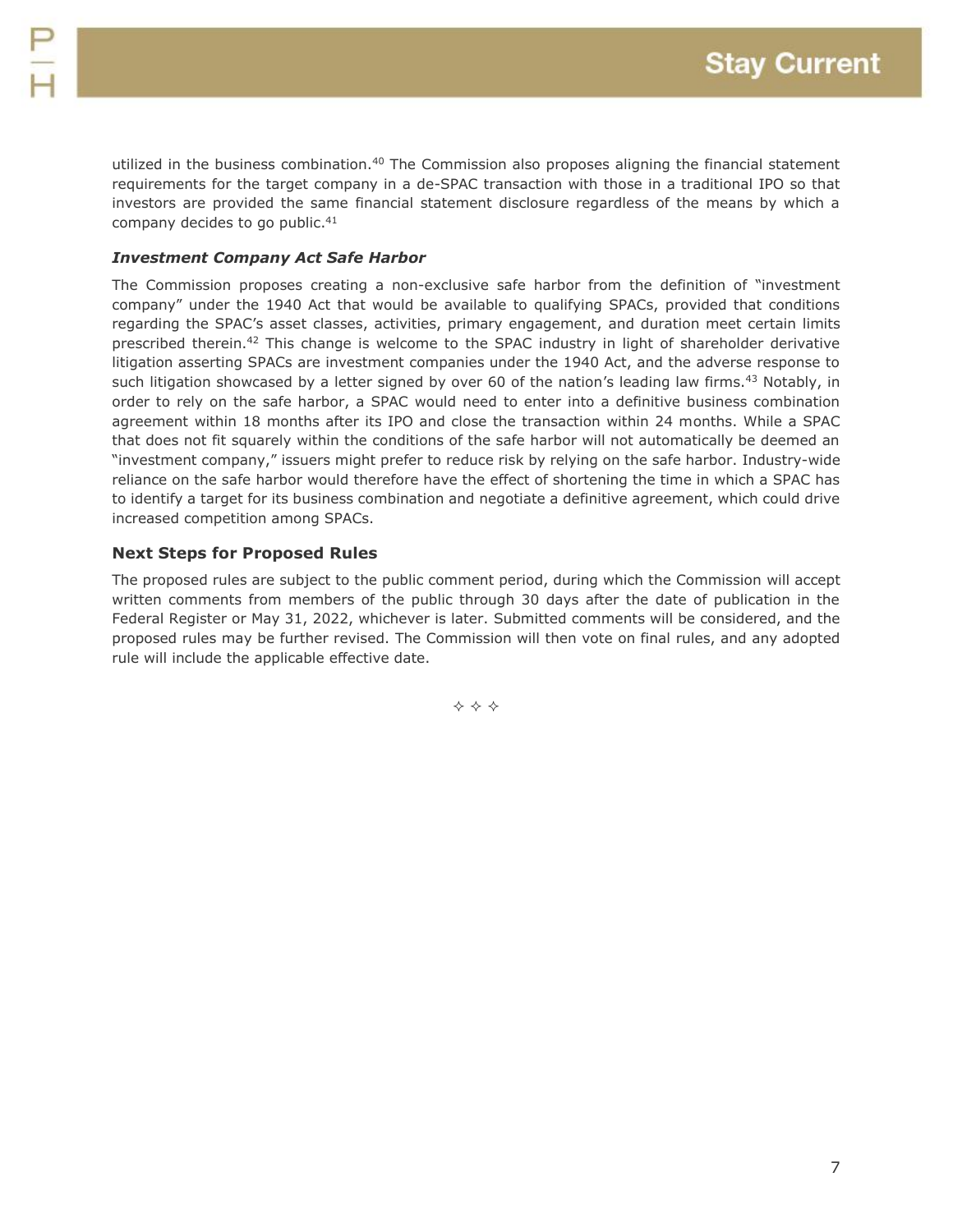utilized in the business combination.[40] The Commission also proposes aligning the financial statement requirements for the target company in a de-SPAC transaction with those in a traditional IPO so that investors are provided the same financial statement disclosure regardless of the means by which a company decides to go public.[41]

### *Investment Company Act Safe Harbor*

The Commission proposes creating a non-exclusive safe harbor from the definition of "investment company" under the 1940 Act that would be available to qualifying SPACs, provided that conditions regarding the SPAC's asset classes, activities, primary engagement, and duration meet certain limits prescribed therein.[42] This change is welcome to the SPAC industry in light of shareholder derivative litigation asserting SPACs are investment companies under the 1940 Act, and the adverse response to such litigation showcased by a letter signed by over 60 of the nation's leading law firms.[43] Notably, in order to rely on the safe harbor, a SPAC would need to enter into a definitive business combination agreement within 18 months after its IPO and close the transaction within 24 months. While a SPAC that does not fit squarely within the conditions of the safe harbor will not automatically be deemed an "investment company," issuers might prefer to reduce risk by relying on the safe harbor. Industry-wide reliance on the safe harbor would therefore have the effect of shortening the time in which a SPAC has to identify a target for its business combination and negotiate a definitive agreement, which could drive increased competition among SPACs.

## Next Steps for Proposed Rules

The proposed rules are subject to the public comment period, during which the Commission will accept written comments from members of the public through 30 days after the date of publication in the Federal Register or May 31, 2022, whichever is later. Submitted comments will be considered, and the proposed rules may be further revised. The Commission will then vote on final rules, and any adopted rule will include the applicable effective date.

✧ ✧ ✧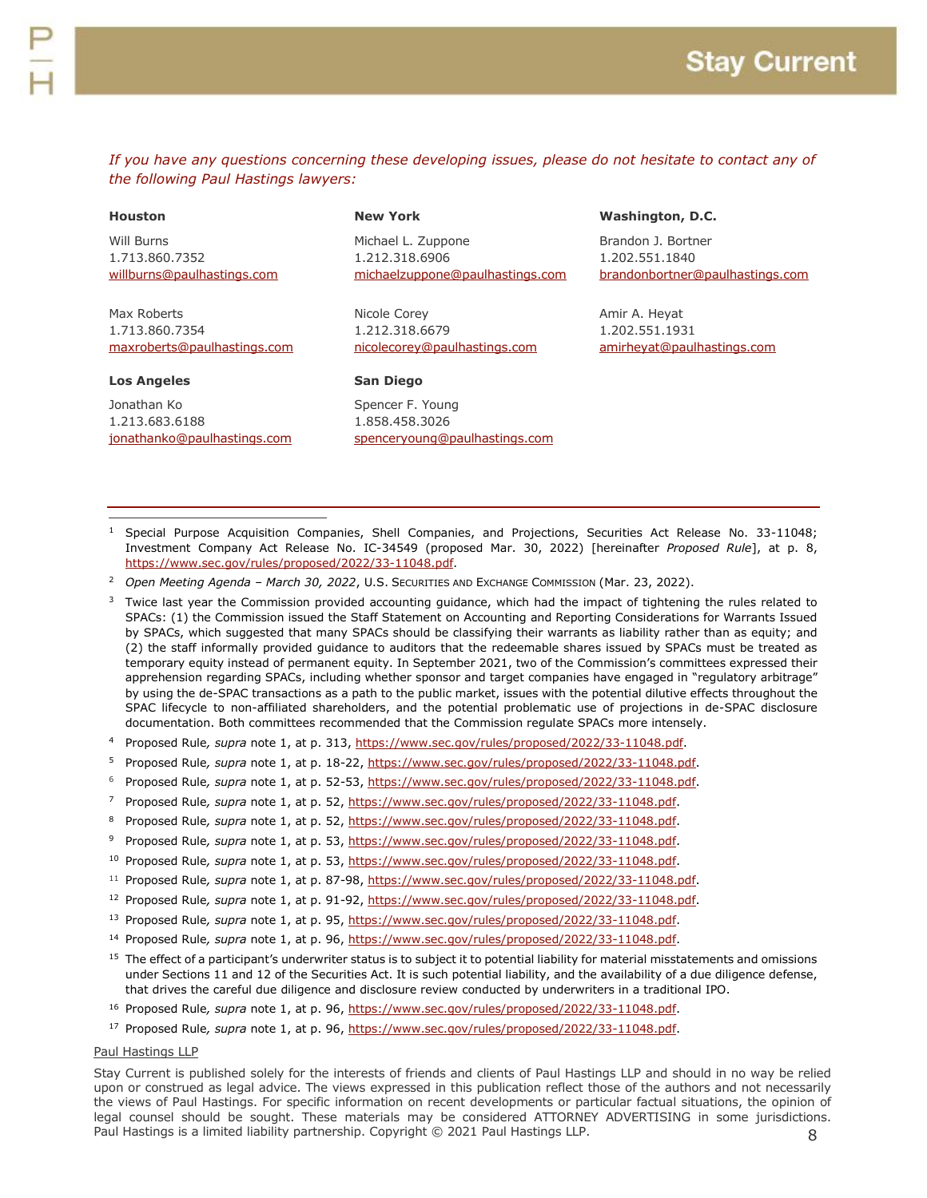*If you have any questions concerning these developing issues, please do not hesitate to contact any of the following Paul Hastings lawyers:*

**Houston**

Will Burns
1.713.860.7352
willburns@paulhastings.com

Max Roberts
1.713.860.7354
maxroberts@paulhastings.com

**Los Angeles**

Jonathan Ko
1.213.683.6188
jonathanko@paulhastings.com

**New York**

Michael L. Zuppone
1.212.318.6906
michaelzuppone@paulhastings.com

Nicole Corey
1.212.318.6679
nicolecorey@paulhastings.com

**San Diego**

Spencer F. Young
1.858.458.3026
spenceryoung@paulhastings.com

**Washington, D.C.**

Brandon J. Bortner
1.202.551.1840
brandonbortner@paulhastings.com

Amir A. Heyat
1.202.551.1931
amirheyat@paulhastings.com

---

[1] Special Purpose Acquisition Companies, Shell Companies, and Projections, Securities Act Release No. 33-11048; Investment Company Act Release No. IC-34549 (proposed Mar. 30, 2022) [hereinafter *Proposed Rule*], at p. 8, https://www.sec.gov/rules/proposed/2022/33-11048.pdf.

[2] *Open Meeting Agenda – March 30, 2022*, U.S. Securities and Exchange Commission (Mar. 23, 2022).

[3] Twice last year the Commission provided accounting guidance, which had the impact of tightening the rules related to SPACs: (1) the Commission issued the Staff Statement on Accounting and Reporting Considerations for Warrants Issued by SPACs, which suggested that many SPACs should be classifying their warrants as liability rather than as equity; and (2) the staff informally provided guidance to auditors that the redeemable shares issued by SPACs must be treated as temporary equity instead of permanent equity. In September 2021, two of the Commission's committees expressed their apprehension regarding SPACs, including whether sponsor and target companies have engaged in "regulatory arbitrage" by using the de-SPAC transactions as a path to the public market, issues with the potential dilutive effects throughout the SPAC lifecycle to non-affiliated shareholders, and the potential problematic use of projections in de-SPAC disclosure documentation. Both committees recommended that the Commission regulate SPACs more intensely.

[4] Proposed Rule*, supra* note 1, at p. 313, https://www.sec.gov/rules/proposed/2022/33-11048.pdf.

[5] Proposed Rule*, supra* note 1, at p. 18-22, https://www.sec.gov/rules/proposed/2022/33-11048.pdf.

[6] Proposed Rule*, supra* note 1, at p. 52-53, https://www.sec.gov/rules/proposed/2022/33-11048.pdf.

[7] Proposed Rule*, supra* note 1, at p. 52, https://www.sec.gov/rules/proposed/2022/33-11048.pdf.

[8] Proposed Rule*, supra* note 1, at p. 52, https://www.sec.gov/rules/proposed/2022/33-11048.pdf.

[9] Proposed Rule*, supra* note 1, at p. 53, https://www.sec.gov/rules/proposed/2022/33-11048.pdf.

[10] Proposed Rule*, supra* note 1, at p. 53, https://www.sec.gov/rules/proposed/2022/33-11048.pdf.

[11] Proposed Rule*, supra* note 1, at p. 87-98, https://www.sec.gov/rules/proposed/2022/33-11048.pdf.

[12] Proposed Rule*, supra* note 1, at p. 91-92, https://www.sec.gov/rules/proposed/2022/33-11048.pdf.

[13] Proposed Rule*, supra* note 1, at p. 95, https://www.sec.gov/rules/proposed/2022/33-11048.pdf.

[14] Proposed Rule*, supra* note 1, at p. 96, https://www.sec.gov/rules/proposed/2022/33-11048.pdf.

[15] The effect of a participant's underwriter status is to subject it to potential liability for material misstatements and omissions under Sections 11 and 12 of the Securities Act. It is such potential liability, and the availability of a due diligence defense, that drives the careful due diligence and disclosure review conducted by underwriters in a traditional IPO.

[16] Proposed Rule*, supra* note 1, at p. 96, https://www.sec.gov/rules/proposed/2022/33-11048.pdf.

[17] Proposed Rule*, supra* note 1, at p. 96, https://www.sec.gov/rules/proposed/2022/33-11048.pdf.

Paul Hastings LLP

Stay Current is published solely for the interests of friends and clients of Paul Hastings LLP and should in no way be relied upon or construed as legal advice. The views expressed in this publication reflect those of the authors and not necessarily the views of Paul Hastings. For specific information on recent developments or particular factual situations, the opinion of legal counsel should be sought. These materials may be considered ATTORNEY ADVERTISING in some jurisdictions. Paul Hastings is a limited liability partnership. Copyright © 2021 Paul Hastings LLP.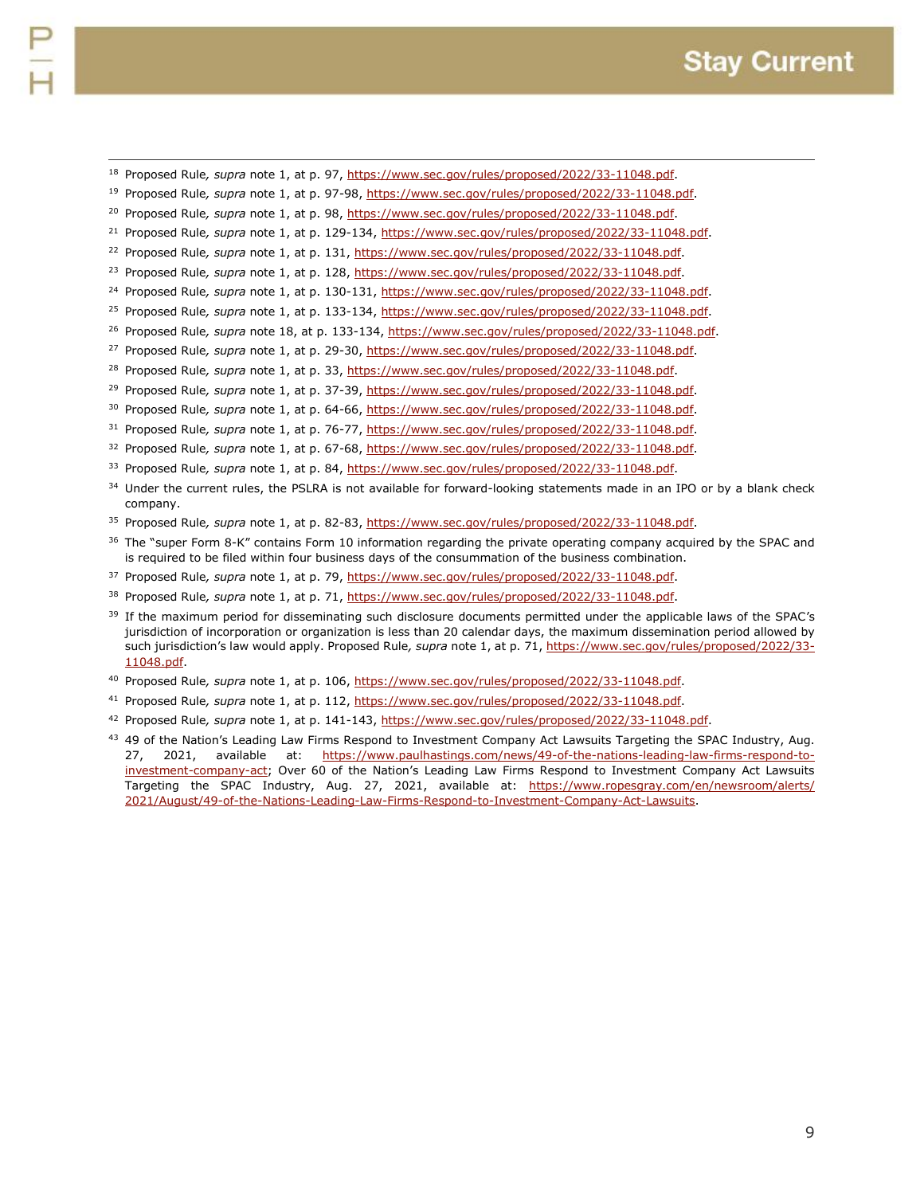[18] Proposed Rule, *supra* note 1, at p. 97, https://www.sec.gov/rules/proposed/2022/33-11048.pdf.

[19] Proposed Rule, *supra* note 1, at p. 97-98, https://www.sec.gov/rules/proposed/2022/33-11048.pdf.

[20] Proposed Rule, *supra* note 1, at p. 98, https://www.sec.gov/rules/proposed/2022/33-11048.pdf.

[21] Proposed Rule, *supra* note 1, at p. 129-134, https://www.sec.gov/rules/proposed/2022/33-11048.pdf.

[22] Proposed Rule, *supra* note 1, at p. 131, https://www.sec.gov/rules/proposed/2022/33-11048.pdf.

[23] Proposed Rule, *supra* note 1, at p. 128, https://www.sec.gov/rules/proposed/2022/33-11048.pdf.

[24] Proposed Rule, *supra* note 1, at p. 130-131, https://www.sec.gov/rules/proposed/2022/33-11048.pdf.

[25] Proposed Rule, *supra* note 1, at p. 133-134, https://www.sec.gov/rules/proposed/2022/33-11048.pdf.

[26] Proposed Rule, *supra* note 18, at p. 133-134, https://www.sec.gov/rules/proposed/2022/33-11048.pdf.

[27] Proposed Rule, *supra* note 1, at p. 29-30, https://www.sec.gov/rules/proposed/2022/33-11048.pdf.

[28] Proposed Rule, *supra* note 1, at p. 33, https://www.sec.gov/rules/proposed/2022/33-11048.pdf.

[29] Proposed Rule, *supra* note 1, at p. 37-39, https://www.sec.gov/rules/proposed/2022/33-11048.pdf.

[30] Proposed Rule, *supra* note 1, at p. 64-66, https://www.sec.gov/rules/proposed/2022/33-11048.pdf.

[31] Proposed Rule, *supra* note 1, at p. 76-77, https://www.sec.gov/rules/proposed/2022/33-11048.pdf.

[32] Proposed Rule, *supra* note 1, at p. 67-68, https://www.sec.gov/rules/proposed/2022/33-11048.pdf.

[33] Proposed Rule, *supra* note 1, at p. 84, https://www.sec.gov/rules/proposed/2022/33-11048.pdf.

[34] Under the current rules, the PSLRA is not available for forward-looking statements made in an IPO or by a blank check company.

[35] Proposed Rule, *supra* note 1, at p. 82-83, https://www.sec.gov/rules/proposed/2022/33-11048.pdf.

[36] The "super Form 8-K" contains Form 10 information regarding the private operating company acquired by the SPAC and is required to be filed within four business days of the consummation of the business combination.

[37] Proposed Rule, *supra* note 1, at p. 79, https://www.sec.gov/rules/proposed/2022/33-11048.pdf.

[38] Proposed Rule, *supra* note 1, at p. 71, https://www.sec.gov/rules/proposed/2022/33-11048.pdf.

[39] If the maximum period for disseminating such disclosure documents permitted under the applicable laws of the SPAC's jurisdiction of incorporation or organization is less than 20 calendar days, the maximum dissemination period allowed by such jurisdiction's law would apply. Proposed Rule, *supra* note 1, at p. 71, https://www.sec.gov/rules/proposed/2022/33-11048.pdf.

[40] Proposed Rule, *supra* note 1, at p. 106, https://www.sec.gov/rules/proposed/2022/33-11048.pdf.

[41] Proposed Rule, *supra* note 1, at p. 112, https://www.sec.gov/rules/proposed/2022/33-11048.pdf.

[42] Proposed Rule, *supra* note 1, at p. 141-143, https://www.sec.gov/rules/proposed/2022/33-11048.pdf.

[43] 49 of the Nation's Leading Law Firms Respond to Investment Company Act Lawsuits Targeting the SPAC Industry, Aug. 27, 2021, available at: https://www.paulhastings.com/news/49-of-the-nations-leading-law-firms-respond-to-investment-company-act; Over 60 of the Nation's Leading Law Firms Respond to Investment Company Act Lawsuits Targeting the SPAC Industry, Aug. 27, 2021, available at: https://www.ropesgray.com/en/newsroom/alerts/2021/August/49-of-the-Nations-Leading-Law-Firms-Respond-to-Investment-Company-Act-Lawsuits.